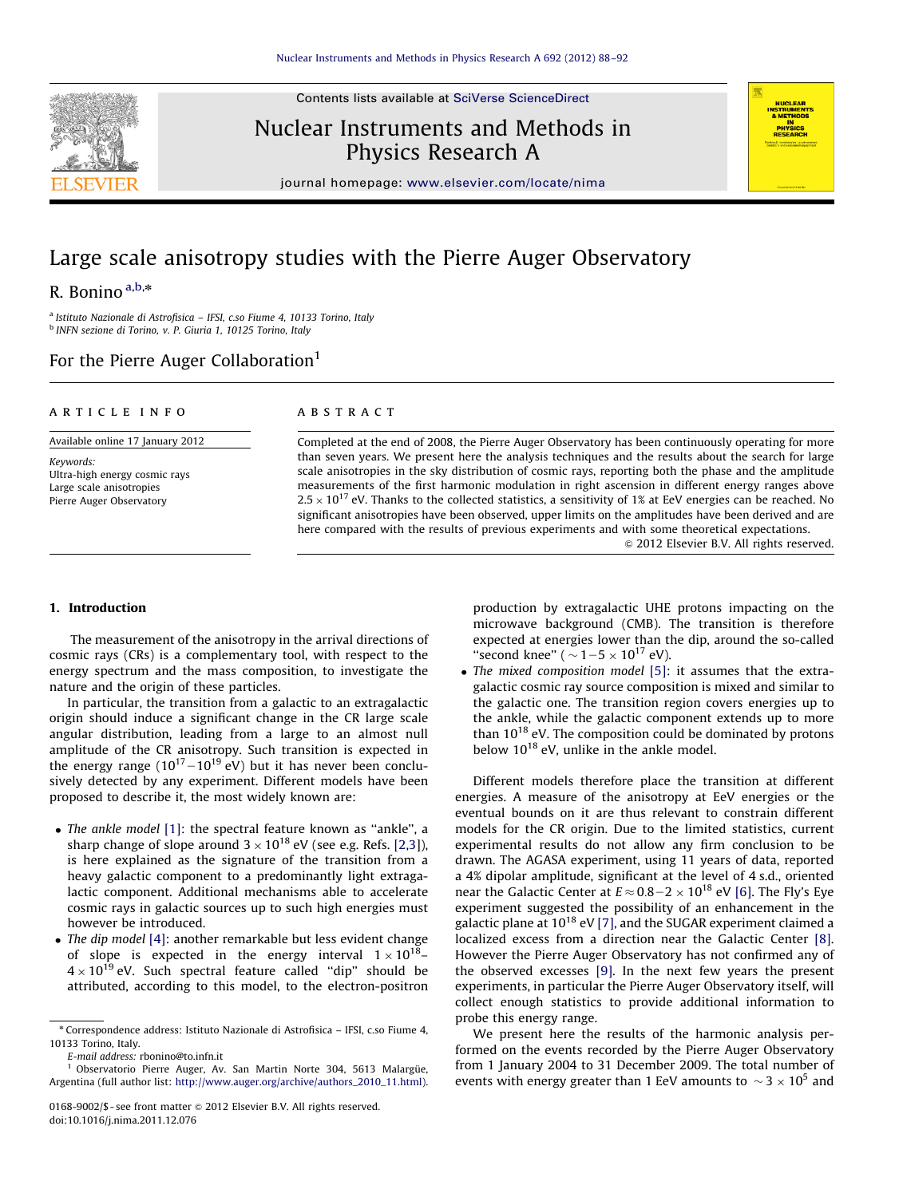# Large scale anisotropy studies with the Pierre Auger Observatory

R. Bonino [a,b,*]

[a] Istituto Nazionale di Astrofisica – IFSI, c.so Fiume 4, 10133 Torino, Italy
[b] INFN sezione di Torino, v. P. Giuria 1, 10125 Torino, Italy

## For the Pierre Auger Collaboration[1]

**ARTICLE INFO**

Available online 17 January 2012

*Keywords:*
Ultra-high energy cosmic rays
Large scale anisotropies
Pierre Auger Observatory

**ABSTRACT**

Completed at the end of 2008, the Pierre Auger Observatory has been continuously operating for more than seven years. We present here the analysis techniques and the results about the search for large scale anisotropies in the sky distribution of cosmic rays, reporting both the phase and the amplitude measurements of the first harmonic modulation in right ascension in different energy ranges above $2.5\times10^{17}$ eV. Thanks to the collected statistics, a sensitivity of 1% at EeV energies can be reached. No significant anisotropies have been observed, upper limits on the amplitudes have been derived and are here compared with the results of previous experiments and with some theoretical expectations.

© 2012 Elsevier B.V. All rights reserved.

## 1. Introduction

The measurement of the anisotropy in the arrival directions of cosmic rays (CRs) is a complementary tool, with respect to the energy spectrum and the mass composition, to investigate the nature and the origin of these particles.

In particular, the transition from a galactic to an extragalactic origin should induce a significant change in the CR large scale angular distribution, leading from a large to an almost null amplitude of the CR anisotropy. Such transition is expected in the energy range ($10^{17}-10^{19}$ eV) but it has never been conclusively detected by any experiment. Different models have been proposed to describe it, the most widely known are:

- *The ankle model* [1]: the spectral feature known as "ankle", a sharp change of slope around $3\times10^{18}$ eV (see e.g. Refs. [2,3]), is here explained as the signature of the transition from a heavy galactic component to a predominantly light extragalactic component. Additional mechanisms able to accelerate cosmic rays in galactic sources up to such high energies must however be introduced.
- *The dip model* [4]: another remarkable but less evident change of slope is expected in the energy interval $1\times10^{18}$–$4\times10^{19}$ eV. Such spectral feature called "dip" should be attributed, according to this model, to the electron-positron production by extragalactic UHE protons impacting on the microwave background (CMB). The transition is therefore expected at energies lower than the dip, around the so-called "second knee" ($\sim1-5\times10^{17}$ eV).
- *The mixed composition model* [5]: it assumes that the extragalactic cosmic ray source composition is mixed and similar to the galactic one. The transition region covers energies up to the ankle, while the galactic component extends up to more than $10^{18}$ eV. The composition could be dominated by protons below $10^{18}$ eV, unlike in the ankle model.

Different models therefore place the transition at different energies. A measure of the anisotropy at EeV energies or the eventual bounds on it are thus relevant to constrain different models for the CR origin. Due to the limited statistics, current experimental results do not allow any firm conclusion to be drawn. The AGASA experiment, using 11 years of data, reported a 4% dipolar amplitude, significant at the level of 4 s.d., oriented near the Galactic Center at $E\approx0.8-2\times10^{18}$ eV [6]. The Fly's Eye experiment suggested the possibility of an enhancement in the galactic plane at $10^{18}$ eV [7], and the SUGAR experiment claimed a localized excess from a direction near the Galactic Center [8]. However the Pierre Auger Observatory has not confirmed any of the observed excesses [9]. In the next few years the present experiments, in particular the Pierre Auger Observatory itself, will collect enough statistics to provide additional information to probe this energy range.

We present here the results of the harmonic analysis performed on the events recorded by the Pierre Auger Observatory from 1 January 2004 to 31 December 2009. The total number of events with energy greater than 1 EeV amounts to $\sim3\times10^5$ and

\* Correspondence address: Istituto Nazionale di Astrofisica – IFSI, c.so Fiume 4, 10133 Torino, Italy.
E-mail address: rbonino@to.infn.it

[1] Observatorio Pierre Auger, Av. San Martin Norte 304, 5613 Malargüe, Argentina (full author list: http://www.auger.org/archive/authors_2010_11.html).

0168-9002/$ - see front matter © 2012 Elsevier B.V. All rights reserved.
doi:10.1016/j.nima.2011.12.076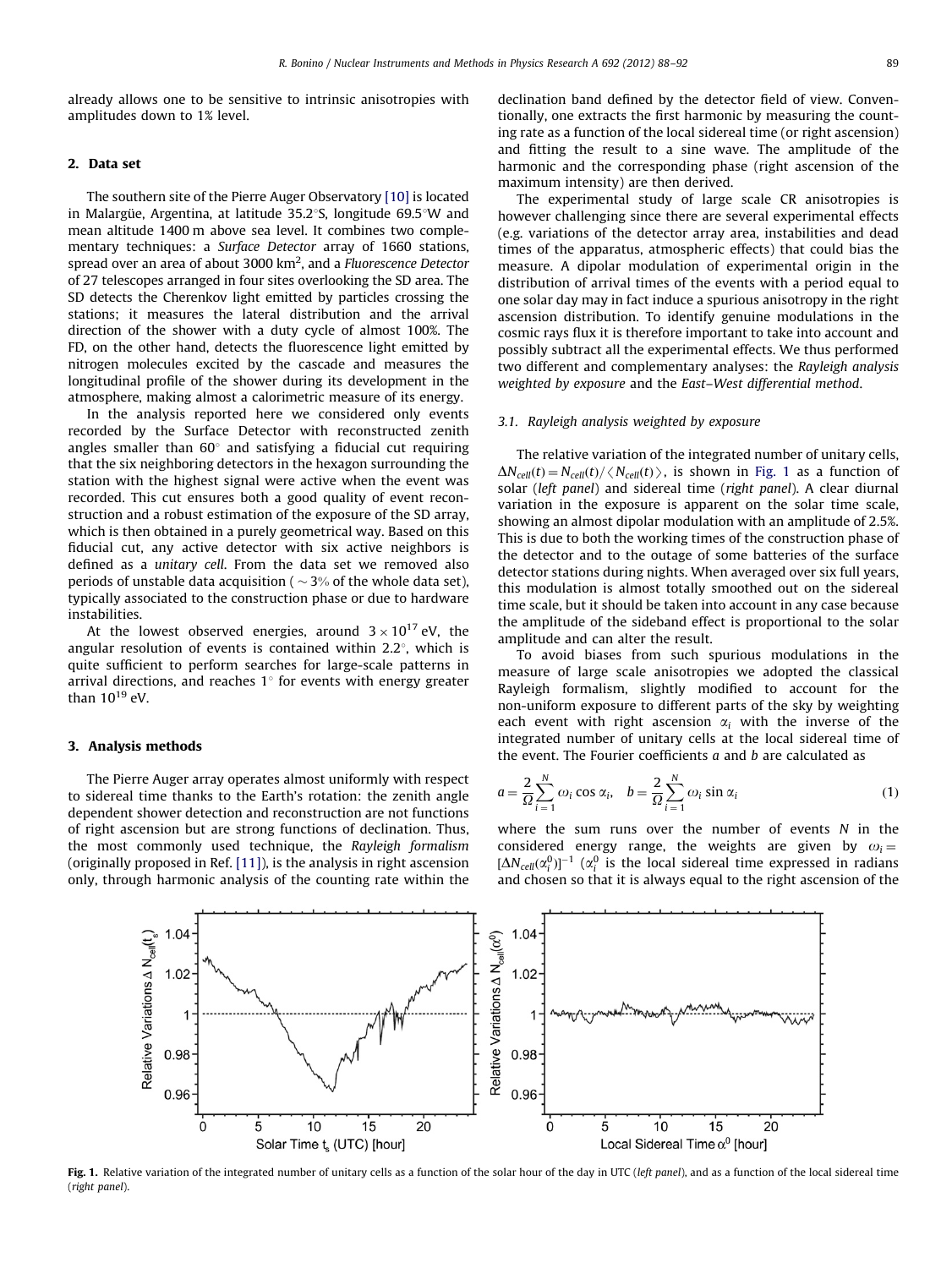already allows one to be sensitive to intrinsic anisotropies with amplitudes down to 1% level.

## 2. Data set

The southern site of the Pierre Auger Observatory [10] is located in Malargüe, Argentina, at latitude 35.2°S, longitude 69.5°W and mean altitude 1400 m above sea level. It combines two complementary techniques: a *Surface Detector* array of 1660 stations, spread over an area of about 3000 km$^2$, and a *Fluorescence Detector* of 27 telescopes arranged in four sites overlooking the SD area. The SD detects the Cherenkov light emitted by particles crossing the stations; it measures the lateral distribution and the arrival direction of the shower with a duty cycle of almost 100%. The FD, on the other hand, detects the fluorescence light emitted by nitrogen molecules excited by the cascade and measures the longitudinal profile of the shower during its development in the atmosphere, making almost a calorimetric measure of its energy.

In the analysis reported here we considered only events recorded by the Surface Detector with reconstructed zenith angles smaller than 60° and satisfying a fiducial cut requiring that the six neighboring detectors in the hexagon surrounding the station with the highest signal were active when the event was recorded. This cut ensures both a good quality of event reconstruction and a robust estimation of the exposure of the SD array, which is then obtained in a purely geometrical way. Based on this fiducial cut, any active detector with six active neighbors is defined as a *unitary cell*. From the data set we removed also periods of unstable data acquisition ($\sim 3\%$ of the whole data set), typically associated to the construction phase or due to hardware instabilities.

At the lowest observed energies, around $3\times10^{17}$ eV, the angular resolution of events is contained within 2.2°, which is quite sufficient to perform searches for large-scale patterns in arrival directions, and reaches 1° for events with energy greater than $10^{19}$ eV.

## 3. Analysis methods

The Pierre Auger array operates almost uniformly with respect to sidereal time thanks to the Earth's rotation: the zenith angle dependent shower detection and reconstruction are not functions of right ascension but are strong functions of declination. Thus, the most commonly used technique, the *Rayleigh formalism* (originally proposed in Ref. [11]), is the analysis in right ascension only, through harmonic analysis of the counting rate within the declination band defined by the detector field of view. Conventionally, one extracts the first harmonic by measuring the counting rate as a function of the local sidereal time (or right ascension) and fitting the result to a sine wave. The amplitude of the harmonic and the corresponding phase (right ascension of the maximum intensity) are then derived.

The experimental study of large scale CR anisotropies is however challenging since there are several experimental effects (e.g. variations of the detector array area, instabilities and dead times of the apparatus, atmospheric effects) that could bias the measure. A dipolar modulation of experimental origin in the distribution of arrival times of the events with a period equal to one solar day may in fact induce a spurious anisotropy in the right ascension distribution. To identify genuine modulations in the cosmic rays flux it is therefore important to take into account and possibly subtract all the experimental effects. We thus performed two different and complementary analyses: the *Rayleigh analysis weighted by exposure* and the *East–West differential method*.

### 3.1. Rayleigh analysis weighted by exposure

The relative variation of the integrated number of unitary cells, $\Delta N_{cell}(t) = N_{cell}(t)/\langle N_{cell}(t)\rangle$, is shown in Fig. 1 as a function of solar (*left panel*) and sidereal time (*right panel*). A clear diurnal variation in the exposure is apparent on the solar time scale, showing an almost dipolar modulation with an amplitude of 2.5%. This is due to both the working times of the construction phase of the detector and to the outage of some batteries of the surface detector stations during nights. When averaged over six full years, this modulation is almost totally smoothed out on the sidereal time scale, but it should be taken into account in any case because the amplitude of the sideband effect is proportional to the solar amplitude and can alter the result.

To avoid biases from such spurious modulations in the measure of large scale anisotropies we adopted the classical Rayleigh formalism, slightly modified to account for the non-uniform exposure to different parts of the sky by weighting each event with right ascension $\alpha_i$ with the inverse of the integrated number of unitary cells at the local sidereal time of the event. The Fourier coefficients $a$ and $b$ are calculated as

$$a = \frac{2}{\Omega}\sum_{i=1}^{N}\omega_i \cos\alpha_i, \quad b = \frac{2}{\Omega}\sum_{i=1}^{N}\omega_i \sin\alpha_i \tag{1}$$

where the sum runs over the number of events $N$ in the considered energy range, the weights are given by $\omega_i = [\Delta N_{cell}(\alpha_i^0)]^{-1}$ ($\alpha_i^0$ is the local sidereal time expressed in radians and chosen so that it is always equal to the right ascension of the

**Fig. 1.** Relative variation of the integrated number of unitary cells as a function of the solar hour of the day in UTC (*left panel*), and as a function of the local sidereal time (*right panel*).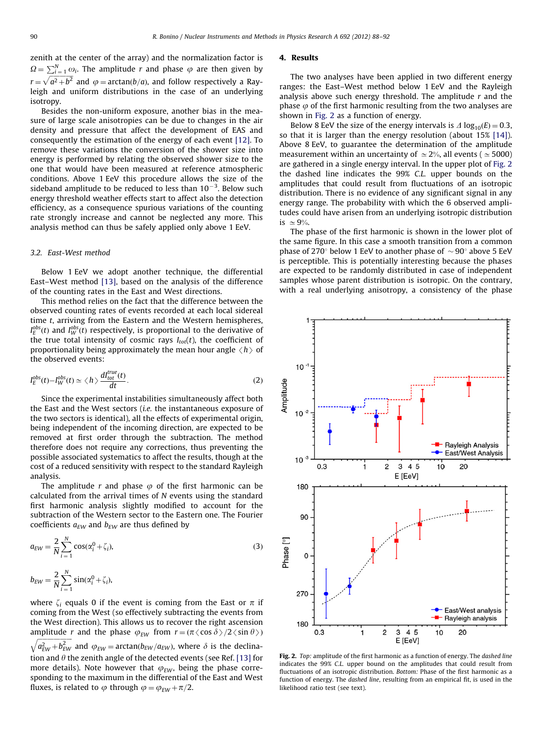zenith at the center of the array) and the normalization factor is $\Omega = \sum_{i=1}^{N} \omega_i$. The amplitude $r$ and phase $\varphi$ are then given by $r = \sqrt{a^2 + b^2}$ and $\varphi = \arctan(b/a)$, and follow respectively a Rayleigh and uniform distributions in the case of an underlying isotropy.

Besides the non-uniform exposure, another bias in the measure of large scale anisotropies can be due to changes in the air density and pressure that affect the development of EAS and consequently the estimation of the energy of each event [12]. To remove these variations the conversion of the shower size into energy is performed by relating the observed shower size to the one that would have been measured at reference atmospheric conditions. Above 1 EeV this procedure allows the size of the sideband amplitude to be reduced to less than $10^{-3}$. Below such energy threshold weather effects start to affect also the detection efficiency, as a consequence spurious variations of the counting rate strongly increase and cannot be neglected any more. This analysis method can thus be safely applied only above 1 EeV.

### 3.2. East-West method

Below 1 EeV we adopt another technique, the differential East–West method [13], based on the analysis of the difference of the counting rates in the East and West directions.

This method relies on the fact that the difference between the observed counting rates of events recorded at each local sidereal time $t$, arriving from the Eastern and the Western hemispheres, $I_E^{obs}(t)$ and $I_W^{obs}(t)$ respectively, is proportional to the derivative of the true total intensity of cosmic rays $I_{tot}(t)$, the coefficient of proportionality being approximately the mean hour angle $\langle h \rangle$ of the observed events:

$$I_E^{obs}(t) - I_W^{obs}(t) \simeq \langle h \rangle \frac{dI_{tot}^{true}(t)}{dt}. \tag{2}$$

Since the experimental instabilities simultaneously affect both the East and the West sectors (*i.e.* the instantaneous exposure of the two sectors is identical), all the effects of experimental origin, being independent of the incoming direction, are expected to be removed at first order through the subtraction. The method therefore does not require any corrections, thus preventing the possible associated systematics to affect the results, though at the cost of a reduced sensitivity with respect to the standard Rayleigh analysis.

The amplitude $r$ and phase $\varphi$ of the first harmonic can be calculated from the arrival times of $N$ events using the standard first harmonic analysis slightly modified to account for the subtraction of the Western sector to the Eastern one. The Fourier coefficients $a_{EW}$ and $b_{EW}$ are thus defined by

$$a_{EW} = \frac{2}{N} \sum_{i=1}^{N} \cos(\alpha_i^0 + \zeta_i), \tag{3}$$

$$b_{EW} = \frac{2}{N} \sum_{i=1}^{N} \sin(\alpha_i^0 + \zeta_i),$$

where $\zeta_i$ equals 0 if the event is coming from the East or $\pi$ if coming from the West (so effectively subtracting the events from the West direction). This allows us to recover the right ascension amplitude $r$ and the phase $\varphi_{EW}$ from $r = (\pi \langle \cos \delta \rangle / 2 \langle \sin \theta \rangle) \sqrt{a_{EW}^2 + b_{EW}^2}$ and $\varphi_{EW} = \arctan(b_{EW}/a_{EW})$, where $\delta$ is the declination and $\theta$ the zenith angle of the detected events (see Ref. [13] for more details). Note however that $\varphi_{EW}$, being the phase corresponding to the maximum in the differential of the East and West fluxes, is related to $\varphi$ through $\varphi = \varphi_{EW} + \pi/2$.

## 4. Results

The two analyses have been applied in two different energy ranges: the East–West method below 1 EeV and the Rayleigh analysis above such energy threshold. The amplitude $r$ and the phase $\varphi$ of the first harmonic resulting from the two analyses are shown in Fig. 2 as a function of energy.

Below 8 EeV the size of the energy intervals is $\Delta \log_{10}(E) = 0.3$, so that it is larger than the energy resolution (about 15% [14]). Above 8 EeV, to guarantee the determination of the amplitude measurement within an uncertainty of $\simeq 2\%$, all events ($\simeq 5000$) are gathered in a single energy interval. In the upper plot of Fig. 2 the dashed line indicates the 99% *C.L.* upper bounds on the amplitudes that could result from fluctuations of an isotropic distribution. There is no evidence of any significant signal in any energy range. The probability with which the 6 observed amplitudes could have arisen from an underlying isotropic distribution is $\simeq 9\%$.

The phase of the first harmonic is shown in the lower plot of the same figure. In this case a smooth transition from a common phase of 270° below 1 EeV to another phase of $\sim 90°$ above 5 EeV is perceptible. This is potentially interesting because the phases are expected to be randomly distributed in case of independent samples whose parent distribution is isotropic. On the contrary, with a real underlying anisotropy, a consistency of the phase

**Fig. 2.** *Top:* amplitude of the first harmonic as a function of energy. The *dashed line* indicates the 99% *C.L.* upper bound on the amplitudes that could result from fluctuations of an isotropic distribution. *Bottom:* Phase of the first harmonic as a function of energy. The *dashed line*, resulting from an empirical fit, is used in the likelihood ratio test (see text).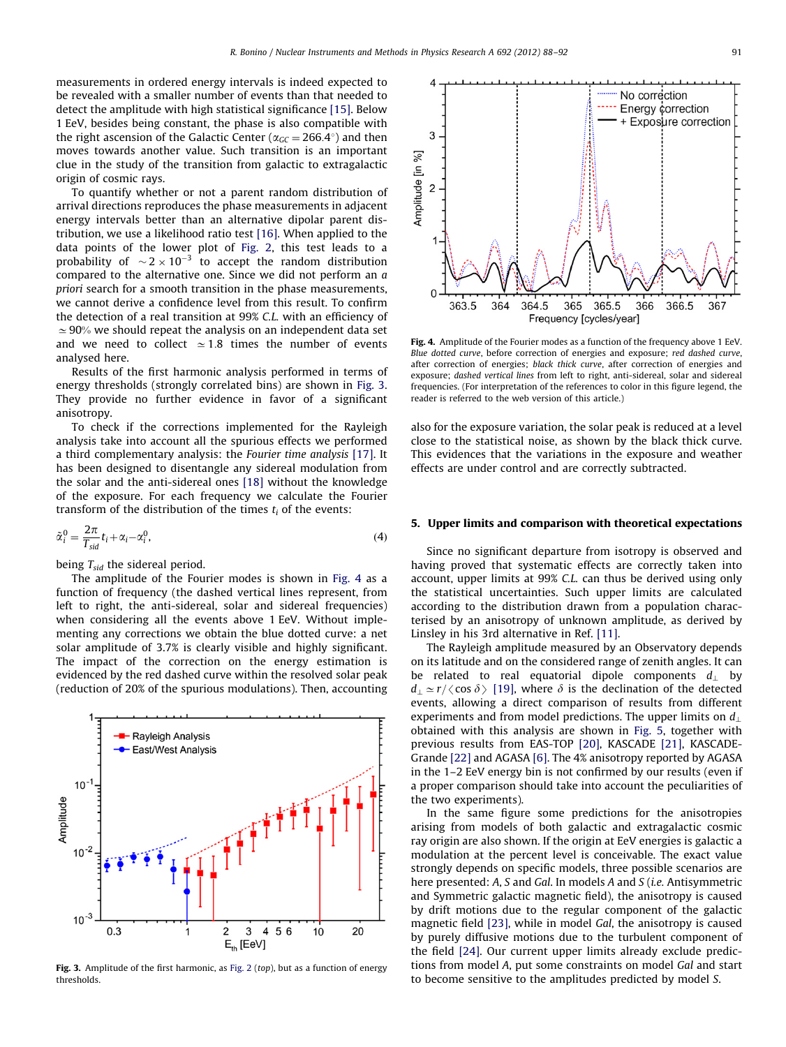measurements in ordered energy intervals is indeed expected to be revealed with a smaller number of events than that needed to detect the amplitude with high statistical significance [15]. Below 1 EeV, besides being constant, the phase is also compatible with the right ascension of the Galactic Center ($\alpha_{GC} = 266.4^\circ$) and then moves towards another value. Such transition is an important clue in the study of the transition from galactic to extragalactic origin of cosmic rays.

To quantify whether or not a parent random distribution of arrival directions reproduces the phase measurements in adjacent energy intervals better than an alternative dipolar parent distribution, we use a likelihood ratio test [16]. When applied to the data points of the lower plot of Fig. 2, this test leads to a probability of $\sim 2 \times 10^{-3}$ to accept the random distribution compared to the alternative one. Since we did not perform an *a priori* search for a smooth transition in the phase measurements, we cannot derive a confidence level from this result. To confirm the detection of a real transition at 99% *C.L.* with an efficiency of $\simeq 90\%$ we should repeat the analysis on an independent data set and we need to collect $\simeq 1.8$ times the number of events analysed here.

Results of the first harmonic analysis performed in terms of energy thresholds (strongly correlated bins) are shown in Fig. 3. They provide no further evidence in favor of a significant anisotropy.

To check if the corrections implemented for the Rayleigh analysis take into account all the spurious effects we performed a third complementary analysis: the *Fourier time analysis* [17]. It has been designed to disentangle any sidereal modulation from the solar and the anti-sidereal ones [18] without the knowledge of the exposure. For each frequency we calculate the Fourier transform of the distribution of the times $t_i$ of the events:

$$\tilde{\alpha}_i^0 = \frac{2\pi}{T_{sid}} t_i + \alpha_i - \alpha_i^0, \tag{4}$$

being $T_{sid}$ the sidereal period.

The amplitude of the Fourier modes is shown in Fig. 4 as a function of frequency (the dashed vertical lines represent, from left to right, the anti-sidereal, solar and sidereal frequencies) when considering all the events above 1 EeV. Without implementing any corrections we obtain the blue dotted curve: a net solar amplitude of 3.7% is clearly visible and highly significant. The impact of the correction on the energy estimation is evidenced by the red dashed curve within the resolved solar peak (reduction of 20% of the spurious modulations). Then, accounting also for the exposure variation, the solar peak is reduced at a level close to the statistical noise, as shown by the black thick curve. This evidences that the variations in the exposure and weather effects are under control and are correctly subtracted.

**Fig. 3.** Amplitude of the first harmonic, as Fig. 2 (*top*), but as a function of energy thresholds.

**Fig. 4.** Amplitude of the Fourier modes as a function of the frequency above 1 EeV. *Blue dotted curve*, before correction of energies and exposure; *red dashed curve*, after correction of energies; *black thick curve*, after correction of energies and exposure; *dashed vertical lines* from left to right, anti-sidereal, solar and sidereal frequencies. (For interpretation of the references to color in this figure legend, the reader is referred to the web version of this article.)

## 5. Upper limits and comparison with theoretical expectations

Since no significant departure from isotropy is observed and having proved that systematic effects are correctly taken into account, upper limits at 99% *C.L.* can thus be derived using only the statistical uncertainties. Such upper limits are calculated according to the distribution drawn from a population characterised by an anisotropy of unknown amplitude, as derived by Linsley in his 3rd alternative in Ref. [11].

The Rayleigh amplitude measured by an Observatory depends on its latitude and on the considered range of zenith angles. It can be related to real equatorial dipole components $d_\perp$ by $d_\perp \simeq r/\langle \cos\delta \rangle$ [19], where $\delta$ is the declination of the detected events, allowing a direct comparison of results from different experiments and from model predictions. The upper limits on $d_\perp$ obtained with this analysis are shown in Fig. 5, together with previous results from EAS-TOP [20], KASCADE [21], KASCADE-Grande [22] and AGASA [6]. The 4% anisotropy reported by AGASA in the 1–2 EeV energy bin is not confirmed by our results (even if a proper comparison should take into account the peculiarities of the two experiments).

In the same figure some predictions for the anisotropies arising from models of both galactic and extragalactic cosmic ray origin are also shown. If the origin at EeV energies is galactic a modulation at the percent level is conceivable. The exact value strongly depends on specific models, three possible scenarios are here presented: *A*, *S* and *Gal*. In models *A* and *S* (*i.e.* Antisymmetric and Symmetric galactic magnetic field), the anisotropy is caused by drift motions due to the regular component of the galactic magnetic field [23], while in model *Gal*, the anisotropy is caused by purely diffusive motions due to the turbulent component of the field [24]. Our current upper limits already exclude predictions from model *A*, put some constraints on model *Gal* and start to become sensitive to the amplitudes predicted by model *S*.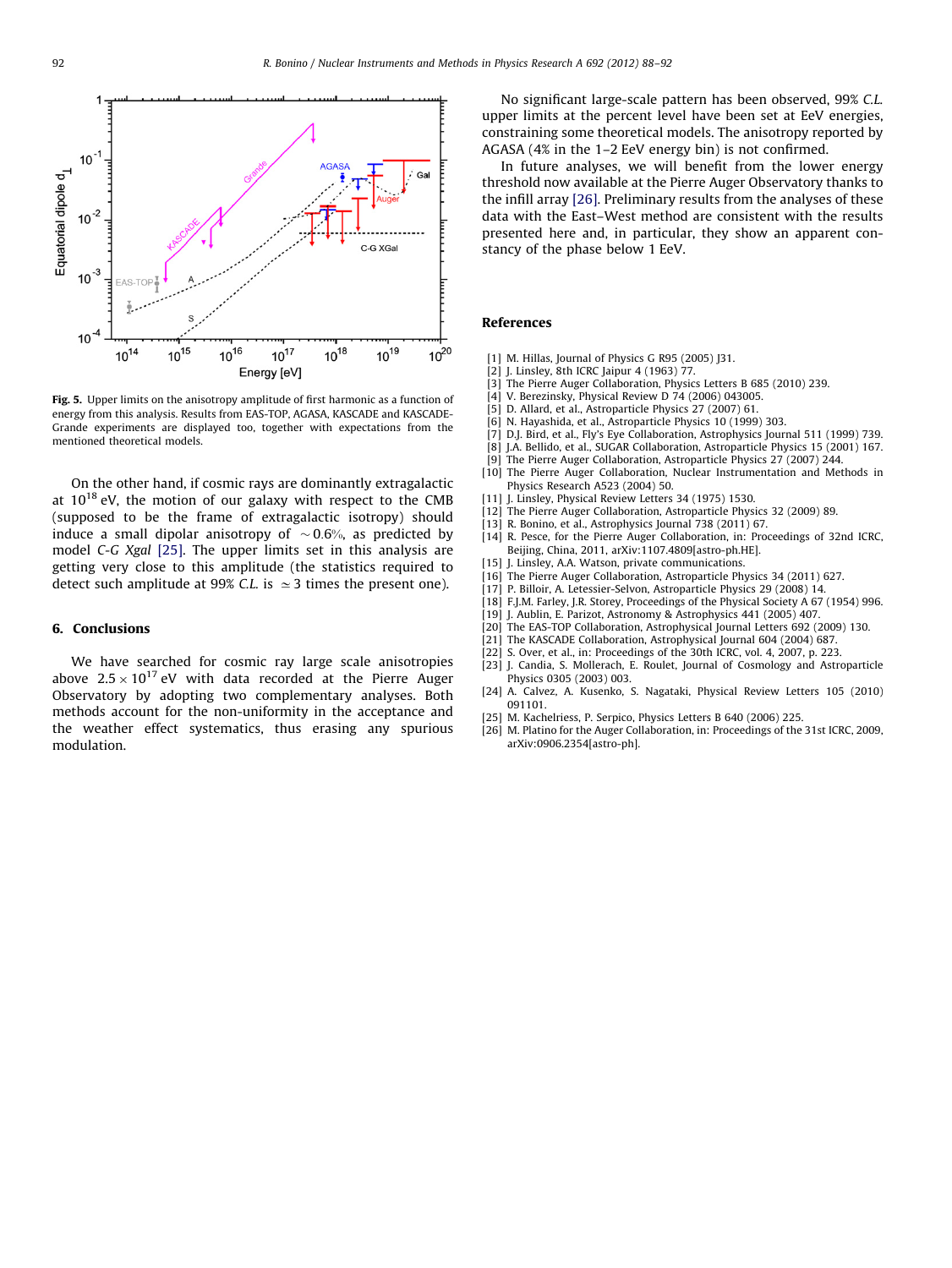1

$10^{-1}$

$10^{-2}$

$10^{-3}$

$10^{-4}$

Equatorial dipole $d_\perp$

$10^{14}$ $10^{15}$ $10^{16}$ $10^{17}$ $10^{18}$ $10^{19}$ $10^{20}$

Energy [eV]

Grande

KASCADE

EAS-TOP

AGASA

Auger

Gal

C-G XGal

A

S

**Fig. 5.** Upper limits on the anisotropy amplitude of first harmonic as a function of energy from this analysis. Results from EAS-TOP, AGASA, KASCADE and KASCADE-Grande experiments are displayed too, together with expectations from the mentioned theoretical models.

On the other hand, if cosmic rays are dominantly extragalactic at $10^{18}$ eV, the motion of our galaxy with respect to the CMB (supposed to be the frame of extragalactic isotropy) should induce a small dipolar anisotropy of $\sim 0.6\%$, as predicted by model *C-G Xgal* [25]. The upper limits set in this analysis are getting very close to this amplitude (the statistics required to detect such amplitude at 99% *C.L.* is $\simeq 3$ times the present one).

## 6. Conclusions

We have searched for cosmic ray large scale anisotropies above $2.5 \times 10^{17}$ eV with data recorded at the Pierre Auger Observatory by adopting two complementary analyses. Both methods account for the non-uniformity in the acceptance and the weather effect systematics, thus erasing any spurious modulation.

No significant large-scale pattern has been observed, 99% *C.L.* upper limits at the percent level have been set at EeV energies, constraining some theoretical models. The anisotropy reported by AGASA (4% in the 1–2 EeV energy bin) is not confirmed.

In future analyses, we will benefit from the lower energy threshold now available at the Pierre Auger Observatory thanks to the infill array [26]. Preliminary results from the analyses of these data with the East–West method are consistent with the results presented here and, in particular, they show an apparent constancy of the phase below 1 EeV.

## References

[1] M. Hillas, Journal of Physics G R95 (2005) J31.
[2] J. Linsley, 8th ICRC Jaipur 4 (1963) 77.
[3] The Pierre Auger Collaboration, Physics Letters B 685 (2010) 239.
[4] V. Berezinsky, Physical Review D 74 (2006) 043005.
[5] D. Allard, et al., Astroparticle Physics 27 (2007) 61.
[6] N. Hayashida, et al., Astroparticle Physics 10 (1999) 303.
[7] D.J. Bird, et al., Fly's Eye Collaboration, Astrophysics Journal 511 (1999) 739.
[8] J.A. Bellido, et al., SUGAR Collaboration, Astroparticle Physics 15 (2001) 167.
[9] The Pierre Auger Collaboration, Astroparticle Physics 27 (2007) 244.
[10] The Pierre Auger Collaboration, Nuclear Instrumentation and Methods in Physics Research A523 (2004) 50.
[11] J. Linsley, Physical Review Letters 34 (1975) 1530.
[12] The Pierre Auger Collaboration, Astroparticle Physics 32 (2009) 89.
[13] R. Bonino, et al., Astrophysics Journal 738 (2011) 67.
[14] R. Pesce, for the Pierre Auger Collaboration, in: Proceedings of 32nd ICRC, Beijing, China, 2011, arXiv:1107.4809[astro-ph.HE].
[15] J. Linsley, A.A. Watson, private communications.
[16] The Pierre Auger Collaboration, Astroparticle Physics 34 (2011) 627.
[17] P. Billoir, A. Letessier-Selvon, Astroparticle Physics 29 (2008) 14.
[18] F.J.M. Farley, J.R. Storey, Proceedings of the Physical Society A 67 (1954) 996.
[19] J. Aublin, E. Parizot, Astronomy & Astrophysics 441 (2005) 407.
[20] The EAS-TOP Collaboration, Astrophysical Journal Letters 692 (2009) 130.
[21] The KASCADE Collaboration, Astrophysical Journal 604 (2004) 687.
[22] S. Over, et al., in: Proceedings of the 30th ICRC, vol. 4, 2007, p. 223.
[23] J. Candia, S. Mollerach, E. Roulet, Journal of Cosmology and Astroparticle Physics 0305 (2003) 003.
[24] A. Calvez, A. Kusenko, S. Nagataki, Physical Review Letters 105 (2010) 091101.
[25] M. Kachelriess, P. Serpico, Physics Letters B 640 (2006) 225.
[26] M. Platino for the Auger Collaboration, in: Proceedings of the 31st ICRC, 2009, arXiv:0906.2354[astro-ph].